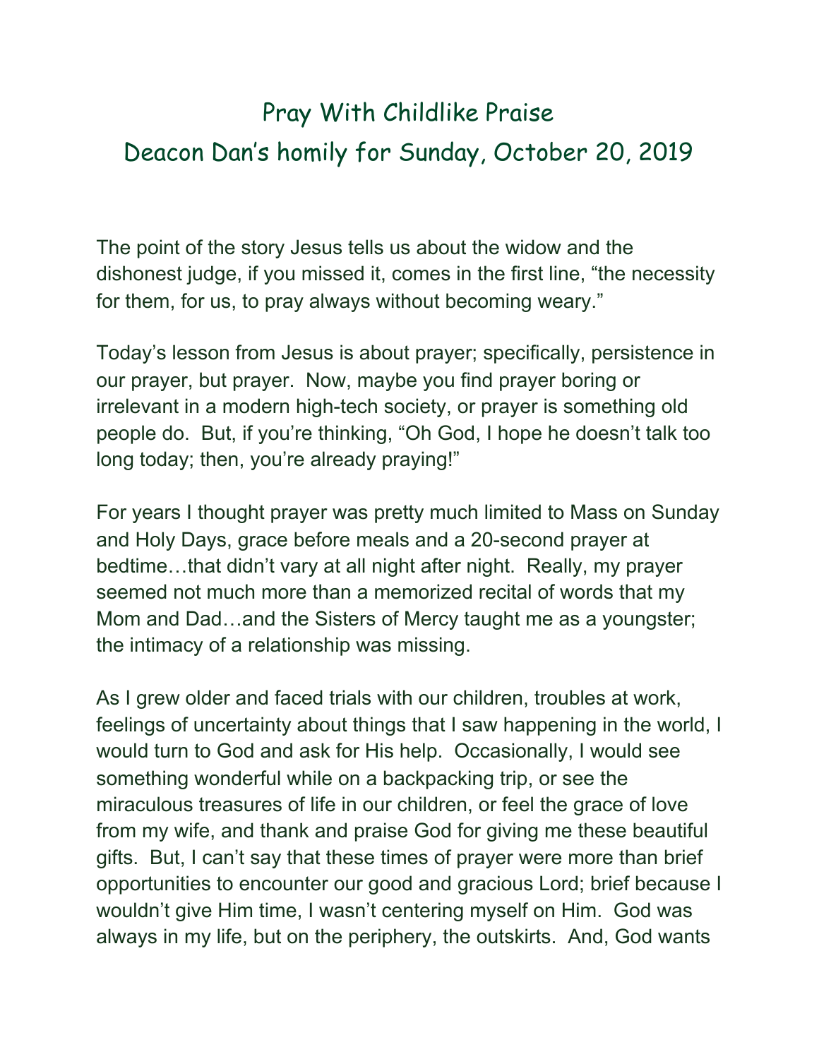# Pray With Childlike Praise

## Deacon Dan's homily for Sunday, October 20, 2019

The point of the story Jesus tells us about the widow and the dishonest judge, if you missed it, comes in the first line, "the necessity for them, for us, to pray always without becoming weary."

Today's lesson from Jesus is about prayer; specifically, persistence in our prayer, but prayer. Now, maybe you find prayer boring or irrelevant in a modern high-tech society, or prayer is something old people do. But, if you're thinking, "Oh God, I hope he doesn't talk too long today; then, you're already praying!"

For years I thought prayer was pretty much limited to Mass on Sunday and Holy Days, grace before meals and a 20-second prayer at bedtime…that didn't vary at all night after night. Really, my prayer seemed not much more than a memorized recital of words that my Mom and Dad…and the Sisters of Mercy taught me as a youngster; the intimacy of a relationship was missing.

As I grew older and faced trials with our children, troubles at work, feelings of uncertainty about things that I saw happening in the world, I would turn to God and ask for His help. Occasionally, I would see something wonderful while on a backpacking trip, or see the miraculous treasures of life in our children, or feel the grace of love from my wife, and thank and praise God for giving me these beautiful gifts. But, I can't say that these times of prayer were more than brief opportunities to encounter our good and gracious Lord; brief because I wouldn't give Him time, I wasn't centering myself on Him. God was always in my life, but on the periphery, the outskirts. And, God wants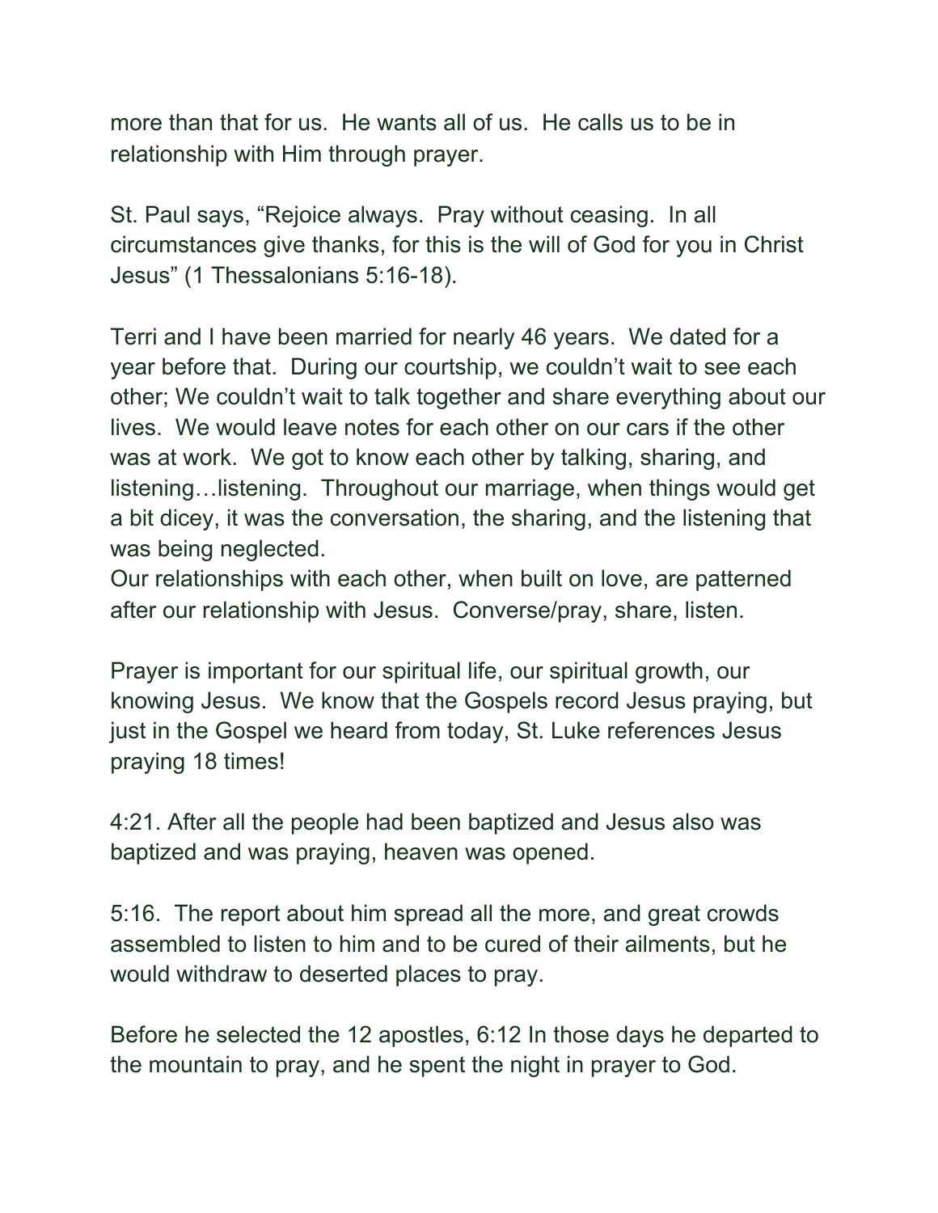more than that for us.  He wants all of us.  He calls us to be in relationship with Him through prayer.

St. Paul says, "Rejoice always.  Pray without ceasing.  In all circumstances give thanks, for this is the will of God for you in Christ Jesus" (1 Thessalonians 5:16-18).

Terri and I have been married for nearly 46 years.  We dated for a year before that.  During our courtship, we couldn't wait to see each other; We couldn't wait to talk together and share everything about our lives.  We would leave notes for each other on our cars if the other was at work.  We got to know each other by talking, sharing, and listening…listening.  Throughout our marriage, when things would get a bit dicey, it was the conversation, the sharing, and the listening that was being neglected.
Our relationships with each other, when built on love, are patterned after our relationship with Jesus.  Converse/pray, share, listen.

Prayer is important for our spiritual life, our spiritual growth, our knowing Jesus.  We know that the Gospels record Jesus praying, but just in the Gospel we heard from today, St. Luke references Jesus praying 18 times!

4:21. After all the people had been baptized and Jesus also was baptized and was praying, heaven was opened.

5:16.  The report about him spread all the more, and great crowds assembled to listen to him and to be cured of their ailments, but he would withdraw to deserted places to pray.

Before he selected the 12 apostles, 6:12 In those days he departed to the mountain to pray, and he spent the night in prayer to God.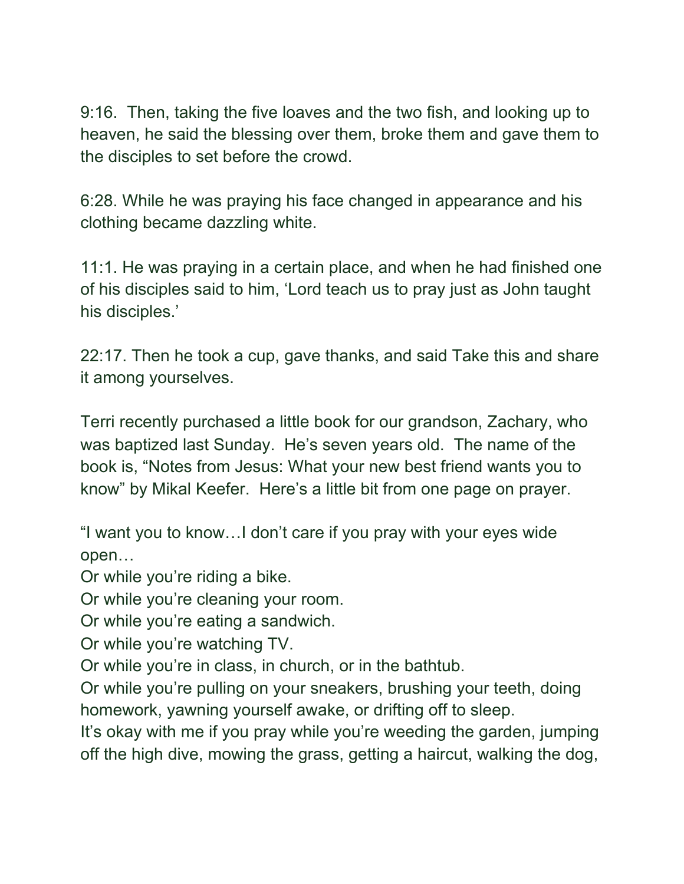9:16. Then, taking the five loaves and the two fish, and looking up to heaven, he said the blessing over them, broke them and gave them to the disciples to set before the crowd.

6:28. While he was praying his face changed in appearance and his clothing became dazzling white.

11:1. He was praying in a certain place, and when he had finished one of his disciples said to him, 'Lord teach us to pray just as John taught his disciples.'

22:17. Then he took a cup, gave thanks, and said Take this and share it among yourselves.

Terri recently purchased a little book for our grandson, Zachary, who was baptized last Sunday. He's seven years old. The name of the book is, "Notes from Jesus: What your new best friend wants you to know" by Mikal Keefer. Here's a little bit from one page on prayer.

"I want you to know…I don't care if you pray with your eyes wide open…
Or while you're riding a bike.
Or while you're cleaning your room.
Or while you're eating a sandwich.
Or while you're watching TV.
Or while you're in class, in church, or in the bathtub.
Or while you're pulling on your sneakers, brushing your teeth, doing homework, yawning yourself awake, or drifting off to sleep.
It's okay with me if you pray while you're weeding the garden, jumping off the high dive, mowing the grass, getting a haircut, walking the dog,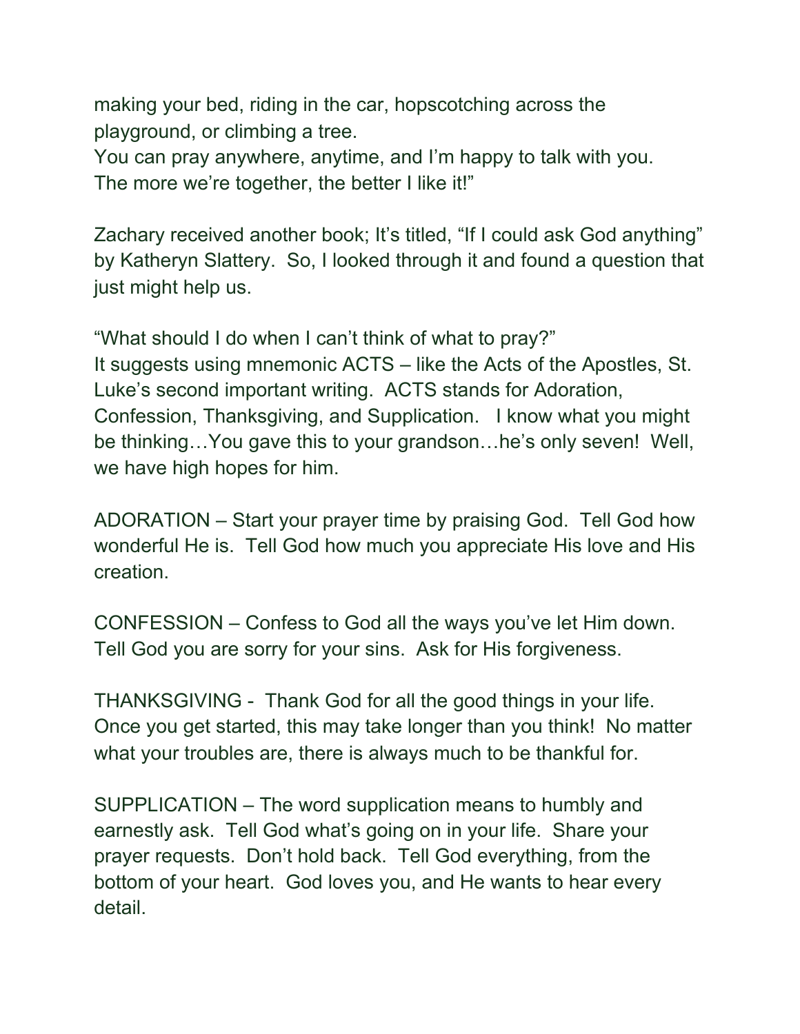making your bed, riding in the car, hopscotching across the playground, or climbing a tree.
You can pray anywhere, anytime, and I'm happy to talk with you.
The more we're together, the better I like it!"

Zachary received another book; It's titled, "If I could ask God anything" by Katheryn Slattery. So, I looked through it and found a question that just might help us.

"What should I do when I can't think of what to pray?"
It suggests using mnemonic ACTS – like the Acts of the Apostles, St. Luke's second important writing. ACTS stands for Adoration, Confession, Thanksgiving, and Supplication. I know what you might be thinking…You gave this to your grandson…he's only seven! Well, we have high hopes for him.

ADORATION – Start your prayer time by praising God. Tell God how wonderful He is. Tell God how much you appreciate His love and His creation.

CONFESSION – Confess to God all the ways you've let Him down. Tell God you are sorry for your sins. Ask for His forgiveness.

THANKSGIVING - Thank God for all the good things in your life. Once you get started, this may take longer than you think! No matter what your troubles are, there is always much to be thankful for.

SUPPLICATION – The word supplication means to humbly and earnestly ask. Tell God what's going on in your life. Share your prayer requests. Don't hold back. Tell God everything, from the bottom of your heart. God loves you, and He wants to hear every detail.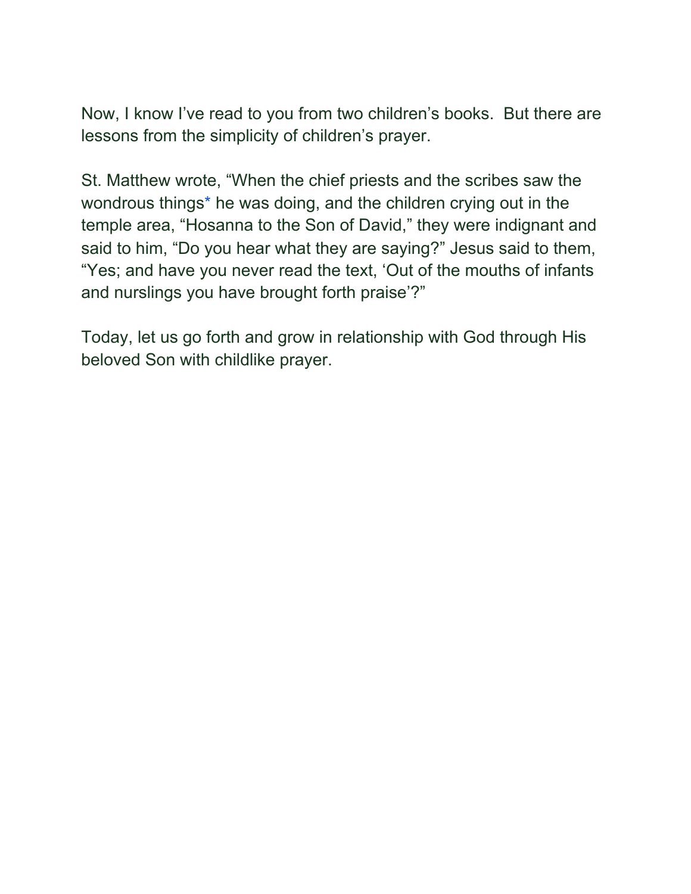Now, I know I've read to you from two children's books.  But there are lessons from the simplicity of children's prayer.

St. Matthew wrote, "When the chief priests and the scribes saw the wondrous things* he was doing, and the children crying out in the temple area, "Hosanna to the Son of David," they were indignant and said to him, "Do you hear what they are saying?" Jesus said to them, "Yes; and have you never read the text, 'Out of the mouths of infants and nurslings you have brought forth praise'?"

Today, let us go forth and grow in relationship with God through His beloved Son with childlike prayer.